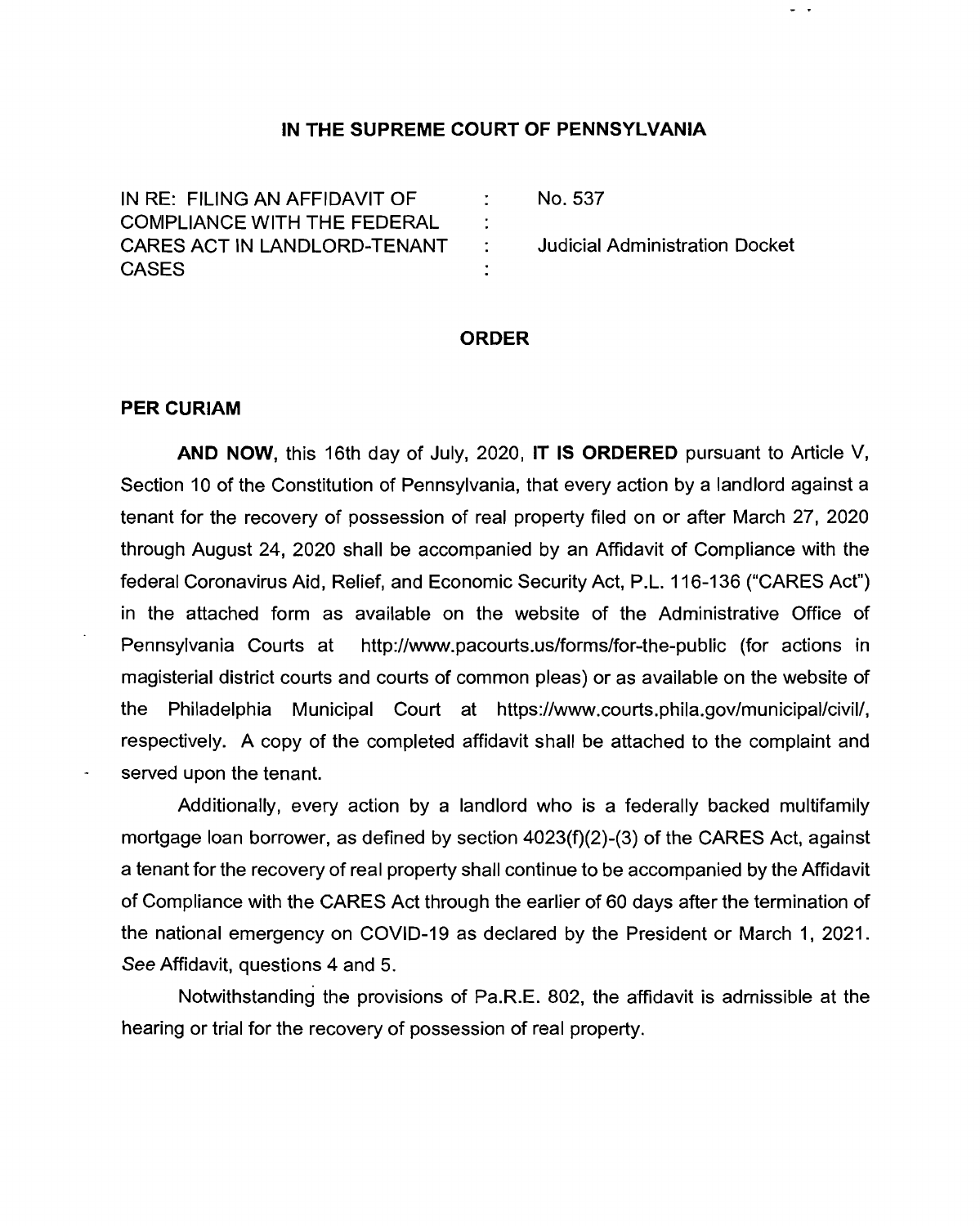# IN THE SUPREME COURT OF PENNSYLVANIA

IN RE: FILING AN AFFIDAVIT OF COMPLIANCE WITH THE FEDERAL CARES ACT IN LANDLORD-TENANT CASES

No. 537

Judicial Administration Docket

## ORDER

**PER CURIAM**

**AND NOW,** this 16th day of July, 2020, **IT IS ORDERED** pursuant to Article V, Section 10 of the Constitution of Pennsylvania, that every action by a landlord against a tenant for the recovery of possession of real property filed on or after March 27, 2020 through August 24, 2020 shall be accompanied by an Affidavit of Compliance with the federal Coronavirus Aid, Relief, and Economic Security Act, P.L. 116-136 ("CARES Act") in the attached form as available on the website of the Administrative Office of Pennsylvania Courts at http://www.pacourts.us/forms/for-the-public (for actions in magisterial district courts and courts of common pleas) or as available on the website of the Philadelphia Municipal Court at https://www.courts.phila.gov/municipal/civil/, respectively. A copy of the completed affidavit shall be attached to the complaint and served upon the tenant.

Additionally, every action by a landlord who is a federally backed multifamily mortgage loan borrower, as defined by section 4023(f)(2)-(3) of the CARES Act, against a tenant for the recovery of real property shall continue to be accompanied by the Affidavit of Compliance with the CARES Act through the earlier of 60 days after the termination of the national emergency on COVID-19 as declared by the President or March 1, 2021. *See* Affidavit, questions 4 and 5.

Notwithstanding the provisions of Pa.R.E. 802, the affidavit is admissible at the hearing or trial for the recovery of possession of real property.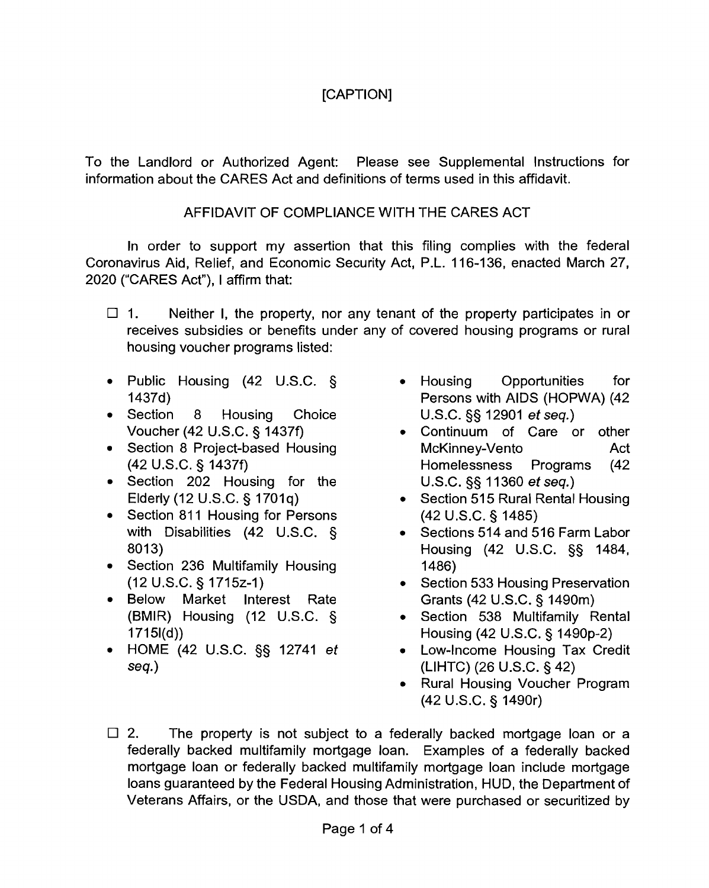[CAPTION]

To the Landlord or Authorized Agent: Please see Supplemental Instructions for information about the CARES Act and definitions of terms used in this affidavit.

AFFIDAVIT OF COMPLIANCE WITH THE CARES ACT

In order to support my assertion that this filing complies with the federal Coronavirus Aid, Relief, and Economic Security Act, P.L. 116-136, enacted March 27, 2020 ("CARES Act"), I affirm that:

☐ 1. Neither I, the property, nor any tenant of the property participates in or receives subsidies or benefits under any of covered housing programs or rural housing voucher programs listed:

- Public Housing (42 U.S.C. § 1437d)
- Section 8 Housing Choice Voucher (42 U.S.C. § 1437f)
- Section 8 Project-based Housing (42 U.S.C. § 1437f)
- Section 202 Housing for the Elderly (12 U.S.C. § 1701q)
- Section 811 Housing for Persons with Disabilities (42 U.S.C. § 8013)
- Section 236 Multifamily Housing (12 U.S.C. § 1715z-1)
- Below Market Interest Rate (BMIR) Housing (12 U.S.C. § 1715l(d))
- HOME (42 U.S.C. §§ 12741 *et seq.*)
- Housing Opportunities for Persons with AIDS (HOPWA) (42 U.S.C. §§ 12901 *et seq.*)
- Continuum of Care or other McKinney-Vento Act Homelessness Programs (42 U.S.C. §§ 11360 *et seq.*)
- Section 515 Rural Rental Housing (42 U.S.C. § 1485)
- Sections 514 and 516 Farm Labor Housing (42 U.S.C. §§ 1484, 1486)
- Section 533 Housing Preservation Grants (42 U.S.C. § 1490m)
- Section 538 Multifamily Rental Housing (42 U.S.C. § 1490p-2)
- Low-Income Housing Tax Credit (LIHTC) (26 U.S.C. § 42)
- Rural Housing Voucher Program (42 U.S.C. § 1490r)

☐ 2. The property is not subject to a federally backed mortgage loan or a federally backed multifamily mortgage loan. Examples of a federally backed mortgage loan or federally backed multifamily mortgage loan include mortgage loans guaranteed by the Federal Housing Administration, HUD, the Department of Veterans Affairs, or the USDA, and those that were purchased or securitized by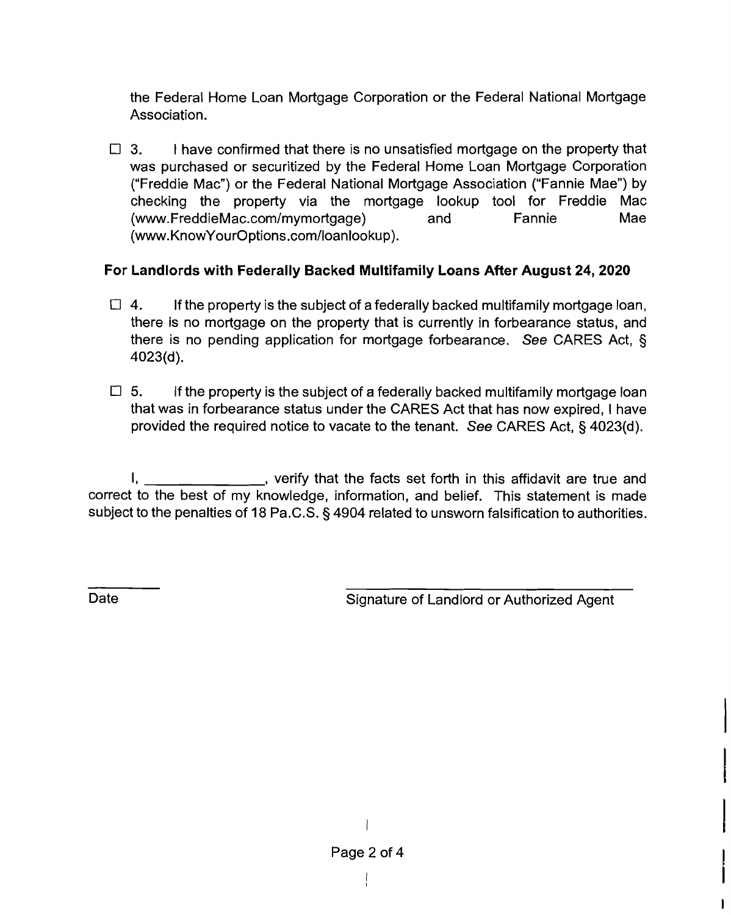the Federal Home Loan Mortgage Corporation or the Federal National Mortgage Association.

☐ 3. I have confirmed that there is no unsatisfied mortgage on the property that was purchased or securitized by the Federal Home Loan Mortgage Corporation ("Freddie Mac") or the Federal National Mortgage Association ("Fannie Mae") by checking the property via the mortgage lookup tool for Freddie Mac (www.FreddieMac.com/mymortgage) and Fannie Mae (www.KnowYourOptions.com/loanlookup).

**For Landlords with Federally Backed Multifamily Loans After August 24, 2020**

☐ 4. If the property is the subject of a federally backed multifamily mortgage loan, there is no mortgage on the property that is currently in forbearance status, and there is no pending application for mortgage forbearance. *See* CARES Act, § 4023(d).

☐ 5. If the property is the subject of a federally backed multifamily mortgage loan that was in forbearance status under the CARES Act that has now expired, I have provided the required notice to vacate to the tenant. *See* CARES Act, § 4023(d).

I, _______________, verify that the facts set forth in this affidavit are true and correct to the best of my knowledge, information, and belief. This statement is made subject to the penalties of 18 Pa.C.S. § 4904 related to unsworn falsification to authorities.

_________ ______________________________________

Date Signature of Landlord or Authorized Agent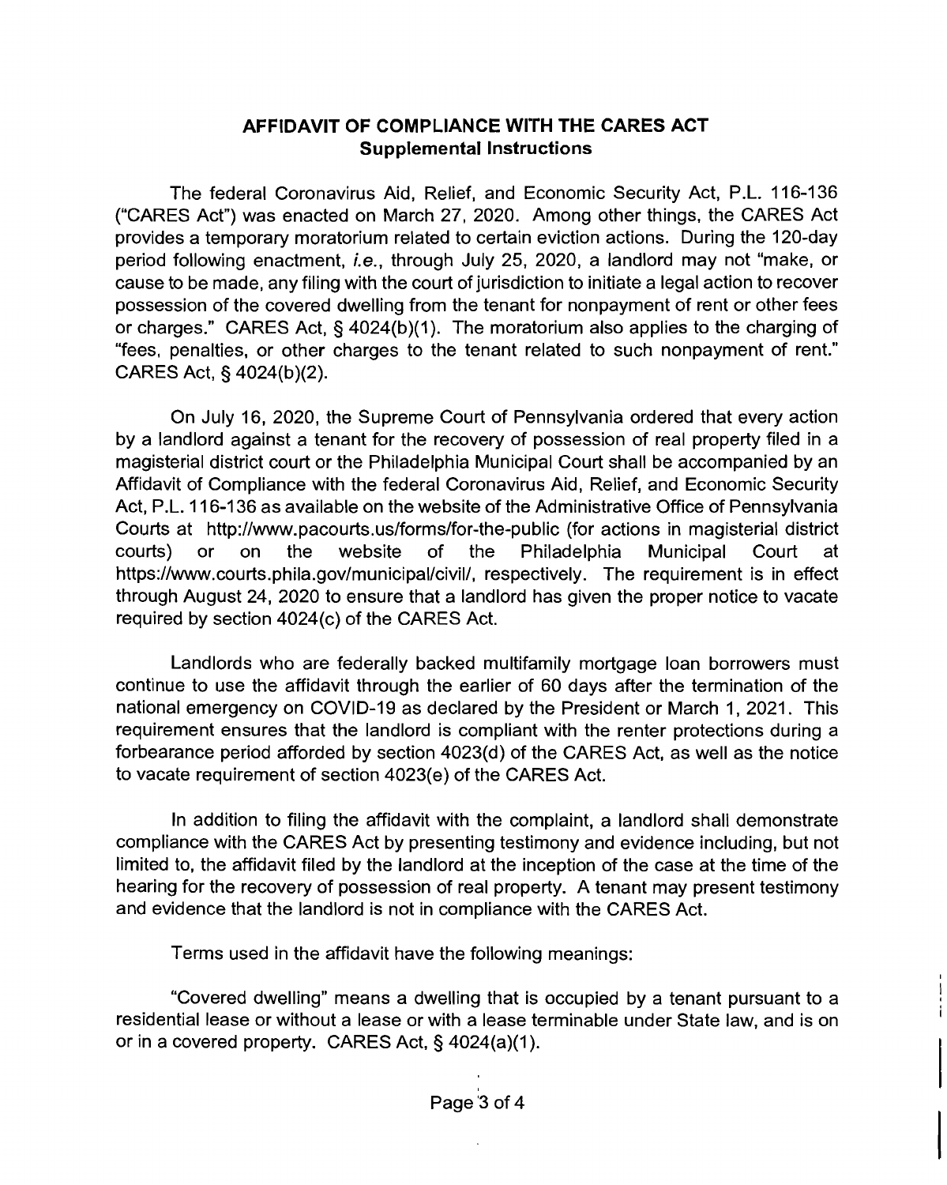## AFFIDAVIT OF COMPLIANCE WITH THE CARES ACT
### Supplemental Instructions

The federal Coronavirus Aid, Relief, and Economic Security Act, P.L. 116-136 ("CARES Act") was enacted on March 27, 2020. Among other things, the CARES Act provides a temporary moratorium related to certain eviction actions. During the 120-day period following enactment, *i.e.*, through July 25, 2020, a landlord may not "make, or cause to be made, any filing with the court of jurisdiction to initiate a legal action to recover possession of the covered dwelling from the tenant for nonpayment of rent or other fees or charges." CARES Act, § 4024(b)(1). The moratorium also applies to the charging of "fees, penalties, or other charges to the tenant related to such nonpayment of rent." CARES Act, § 4024(b)(2).

On July 16, 2020, the Supreme Court of Pennsylvania ordered that every action by a landlord against a tenant for the recovery of possession of real property filed in a magisterial district court or the Philadelphia Municipal Court shall be accompanied by an Affidavit of Compliance with the federal Coronavirus Aid, Relief, and Economic Security Act, P.L. 116-136 as available on the website of the Administrative Office of Pennsylvania Courts at http://www.pacourts.us/forms/for-the-public (for actions in magisterial district courts) or on the website of the Philadelphia Municipal Court at https://www.courts.phila.gov/municipal/civil/, respectively. The requirement is in effect through August 24, 2020 to ensure that a landlord has given the proper notice to vacate required by section 4024(c) of the CARES Act.

Landlords who are federally backed multifamily mortgage loan borrowers must continue to use the affidavit through the earlier of 60 days after the termination of the national emergency on COVID-19 as declared by the President or March 1, 2021. This requirement ensures that the landlord is compliant with the renter protections during a forbearance period afforded by section 4023(d) of the CARES Act, as well as the notice to vacate requirement of section 4023(e) of the CARES Act.

In addition to filing the affidavit with the complaint, a landlord shall demonstrate compliance with the CARES Act by presenting testimony and evidence including, but not limited to, the affidavit filed by the landlord at the inception of the case at the time of the hearing for the recovery of possession of real property. A tenant may present testimony and evidence that the landlord is not in compliance with the CARES Act.

Terms used in the affidavit have the following meanings:

"Covered dwelling" means a dwelling that is occupied by a tenant pursuant to a residential lease or without a lease or with a lease terminable under State law, and is on or in a covered property. CARES Act, § 4024(a)(1).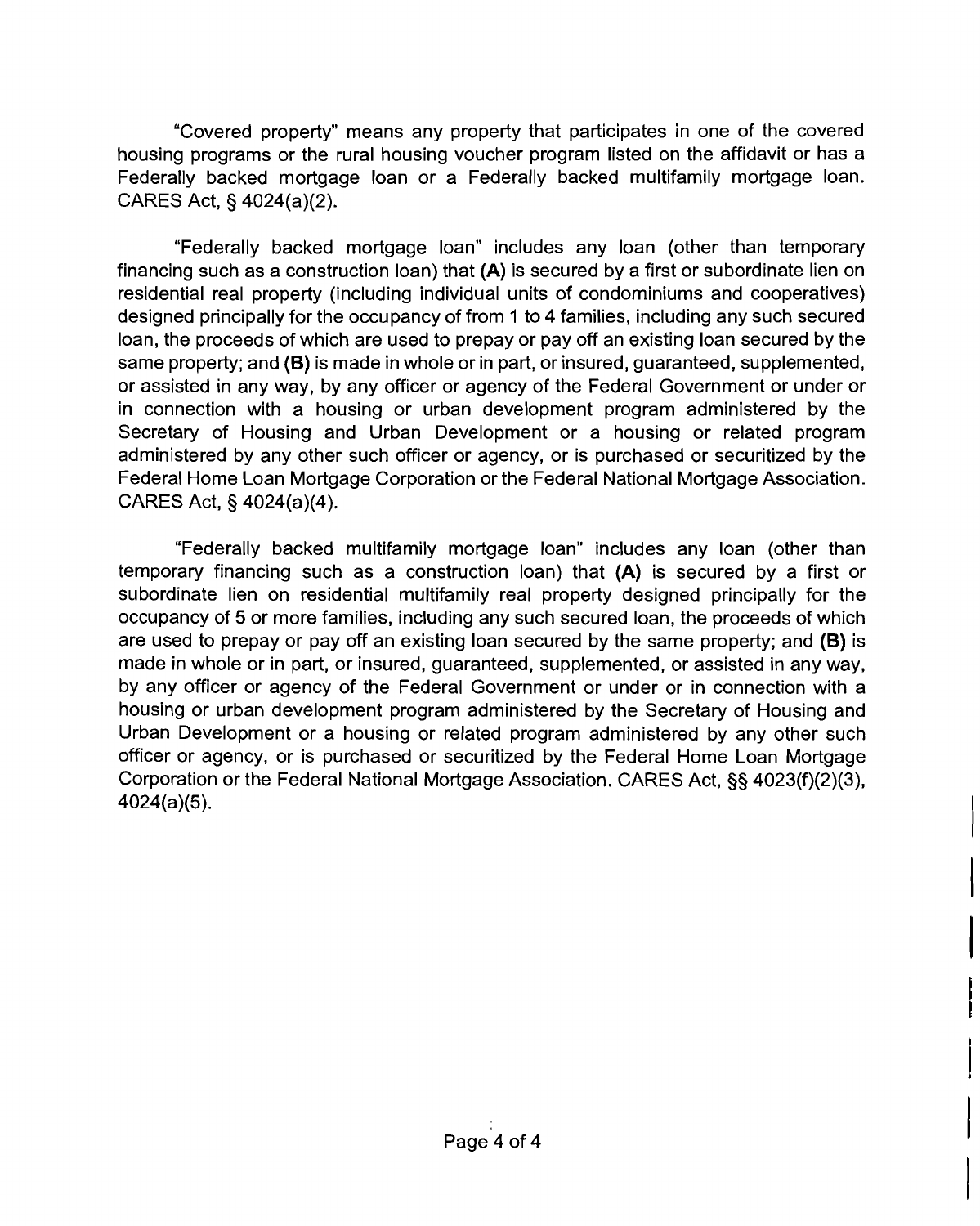"Covered property" means any property that participates in one of the covered housing programs or the rural housing voucher program listed on the affidavit or has a Federally backed mortgage loan or a Federally backed multifamily mortgage loan. CARES Act, § 4024(a)(2).

"Federally backed mortgage loan" includes any loan (other than temporary financing such as a construction loan) that **(A)** is secured by a first or subordinate lien on residential real property (including individual units of condominiums and cooperatives) designed principally for the occupancy of from 1 to 4 families, including any such secured loan, the proceeds of which are used to prepay or pay off an existing loan secured by the same property; and **(B)** is made in whole or in part, or insured, guaranteed, supplemented, or assisted in any way, by any officer or agency of the Federal Government or under or in connection with a housing or urban development program administered by the Secretary of Housing and Urban Development or a housing or related program administered by any other such officer or agency, or is purchased or securitized by the Federal Home Loan Mortgage Corporation or the Federal National Mortgage Association. CARES Act, § 4024(a)(4).

"Federally backed multifamily mortgage loan" includes any loan (other than temporary financing such as a construction loan) that **(A)** is secured by a first or subordinate lien on residential multifamily real property designed principally for the occupancy of 5 or more families, including any such secured loan, the proceeds of which are used to prepay or pay off an existing loan secured by the same property; and **(B)** is made in whole or in part, or insured, guaranteed, supplemented, or assisted in any way, by any officer or agency of the Federal Government or under or in connection with a housing or urban development program administered by the Secretary of Housing and Urban Development or a housing or related program administered by any other such officer or agency, or is purchased or securitized by the Federal Home Loan Mortgage Corporation or the Federal National Mortgage Association. CARES Act, §§ 4023(f)(2)(3), 4024(a)(5).